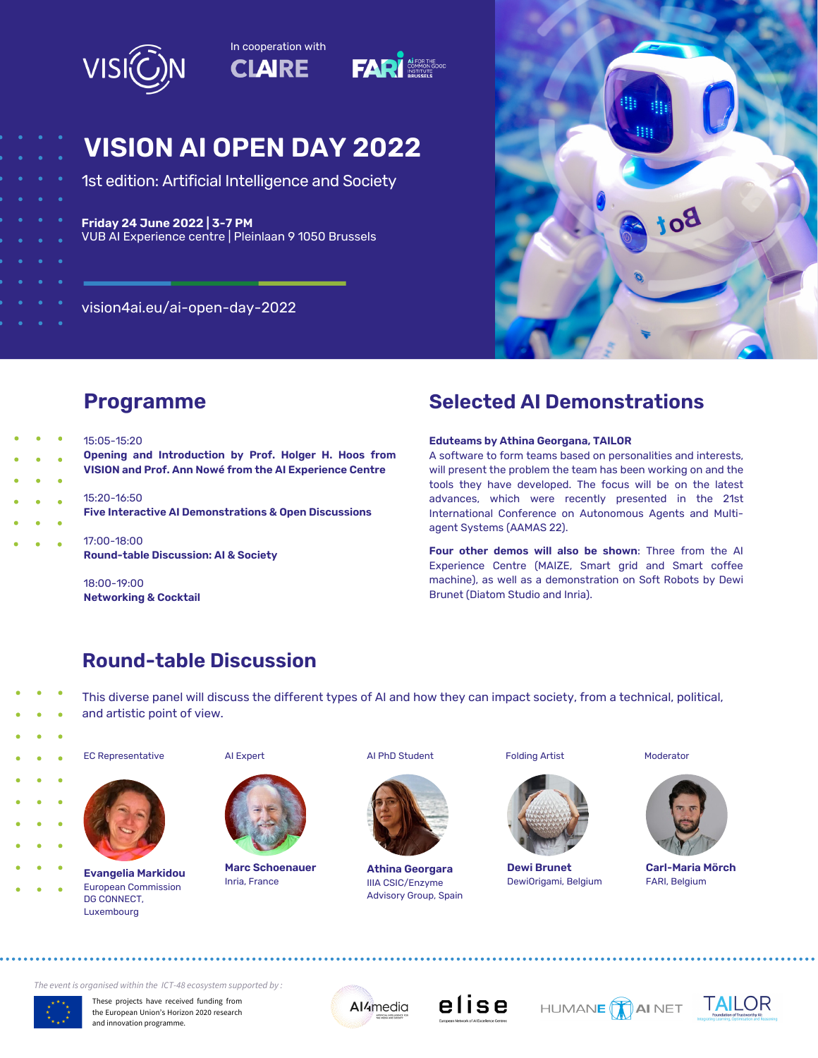VISION

In cooperation with CLAIRE FARI AI FOR THE COMMON GOOD INSTITUTE BRUSSELS

# VISION AI OPEN DAY 2022

1st edition: Artificial Intelligence and Society

**Friday 24 June 2022 | 3-7 PM**
VUB AI Experience centre | Pleinlaan 9 1050 Brussels

vision4ai.eu/ai-open-day-2022

## Programme

15:05-15:20
**Opening and Introduction by Prof. Holger H. Hoos from VISION and Prof. Ann Nowé from the AI Experience Centre**

15:20-16:50
**Five Interactive AI Demonstrations & Open Discussions**

17:00-18:00
**Round-table Discussion: AI & Society**

18:00-19:00
**Networking & Cocktail**

## Selected AI Demonstrations

**Eduteams by Athina Georgana, TAILOR**
A software to form teams based on personalities and interests, will present the problem the team has been working on and the tools they have developed. The focus will be on the latest advances, which were recently presented in the 21st International Conference on Autonomous Agents and Multi-agent Systems (AAMAS 22).

**Four other demos will also be shown**: Three from the AI Experience Centre (MAIZE, Smart grid and Smart coffee machine), as well as a demonstration on Soft Robots by Dewi Brunet (Diatom Studio and Inria).

## Round-table Discussion

This diverse panel will discuss the different types of AI and how they can impact society, from a technical, political, and artistic point of view.

EC Representative
**Evangelia Markidou**
European Commission DG CONNECT, Luxembourg

AI Expert
**Marc Schoenauer**
Inria, France

AI PhD Student
**Athina Georgara**
IIIA CSIC/Enzyme Advisory Group, Spain

Folding Artist
**Dewi Brunet**
DewiOrigami, Belgium

Moderator
**Carl-Maria Mörch**
FARI, Belgium

*The event is organised within the ICT-48 ecosystem supported by :*

These projects have received funding from the European Union's Horizon 2020 research and innovation programme.

AI4media elise HUMANE AI NET TAILOR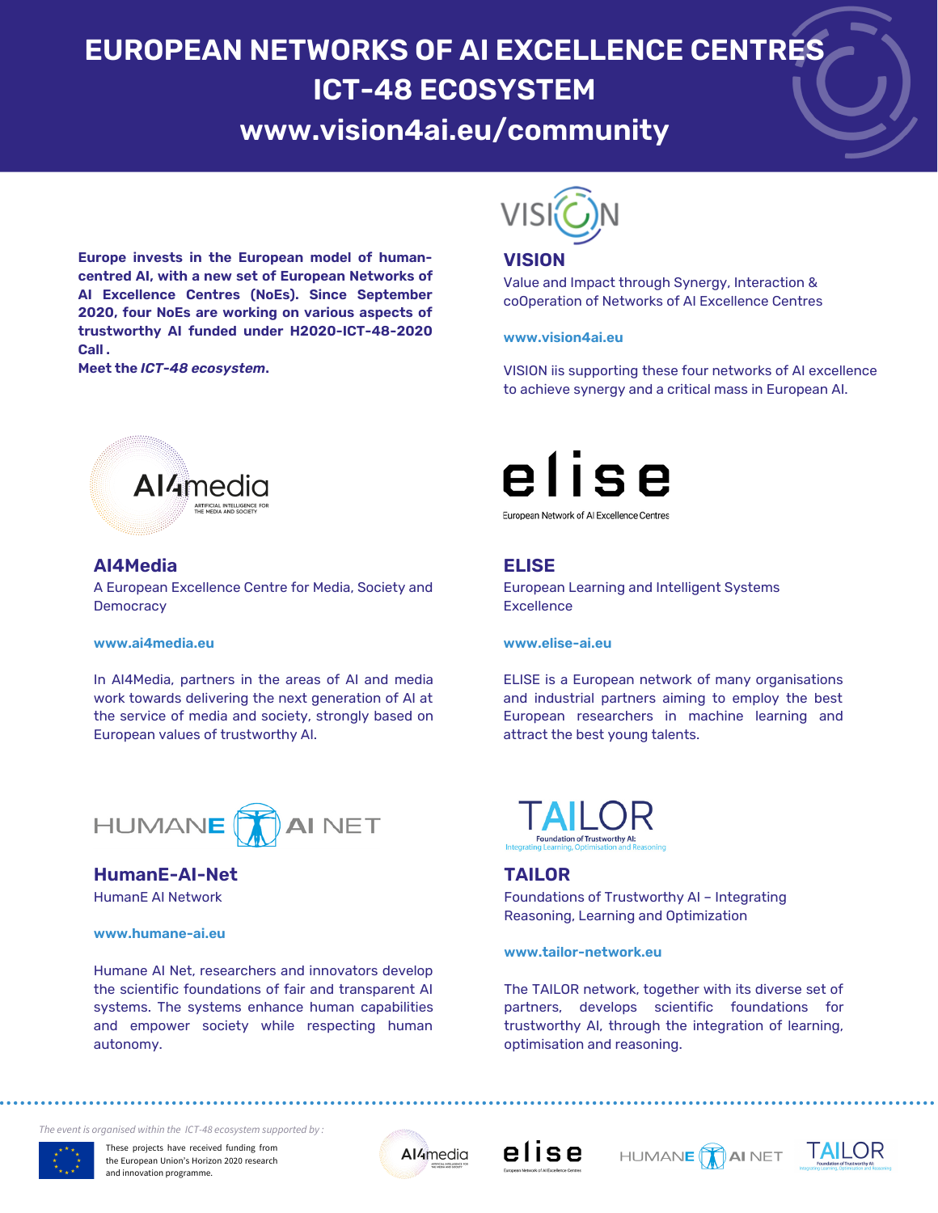# EUROPEAN NETWORKS OF AI EXCELLENCE CENTRES ICT-48 ECOSYSTEM

## www.vision4ai.eu/community

**Europe invests in the European model of human-centred AI, with a new set of European Networks of AI Excellence Centres (NoEs). Since September 2020, four NoEs are working on various aspects of trustworthy AI funded under H2020-ICT-48-2020 Call .**
**Meet the *ICT-48 ecosystem*.**

### VISION

Value and Impact through Synergy, Interaction & coOperation of Networks of AI Excellence Centres

**www.vision4ai.eu**

VISION iis supporting these four networks of AI excellence to achieve synergy and a critical mass in European AI.

### AI4Media

A European Excellence Centre for Media, Society and Democracy

**www.ai4media.eu**

In AI4Media, partners in the areas of AI and media work towards delivering the next generation of AI at the service of media and society, strongly based on European values of trustworthy AI.

### ELISE

European Learning and Intelligent Systems Excellence

**www.elise-ai.eu**

ELISE is a European network of many organisations and industrial partners aiming to employ the best European researchers in machine learning and attract the best young talents.

### HumanE-AI-Net

HumanE AI Network

**www.humane-ai.eu**

Humane AI Net, researchers and innovators develop the scientific foundations of fair and transparent AI systems. The systems enhance human capabilities and empower society while respecting human autonomy.

### TAILOR

Foundations of Trustworthy AI – Integrating Reasoning, Learning and Optimization

**www.tailor-network.eu**

The TAILOR network, together with its diverse set of partners, develops scientific foundations for trustworthy AI, through the integration of learning, optimisation and reasoning.

*The event is organised within the ICT-48 ecosystem supported by :*

These projects have received funding from the European Union's Horizon 2020 research and innovation programme.